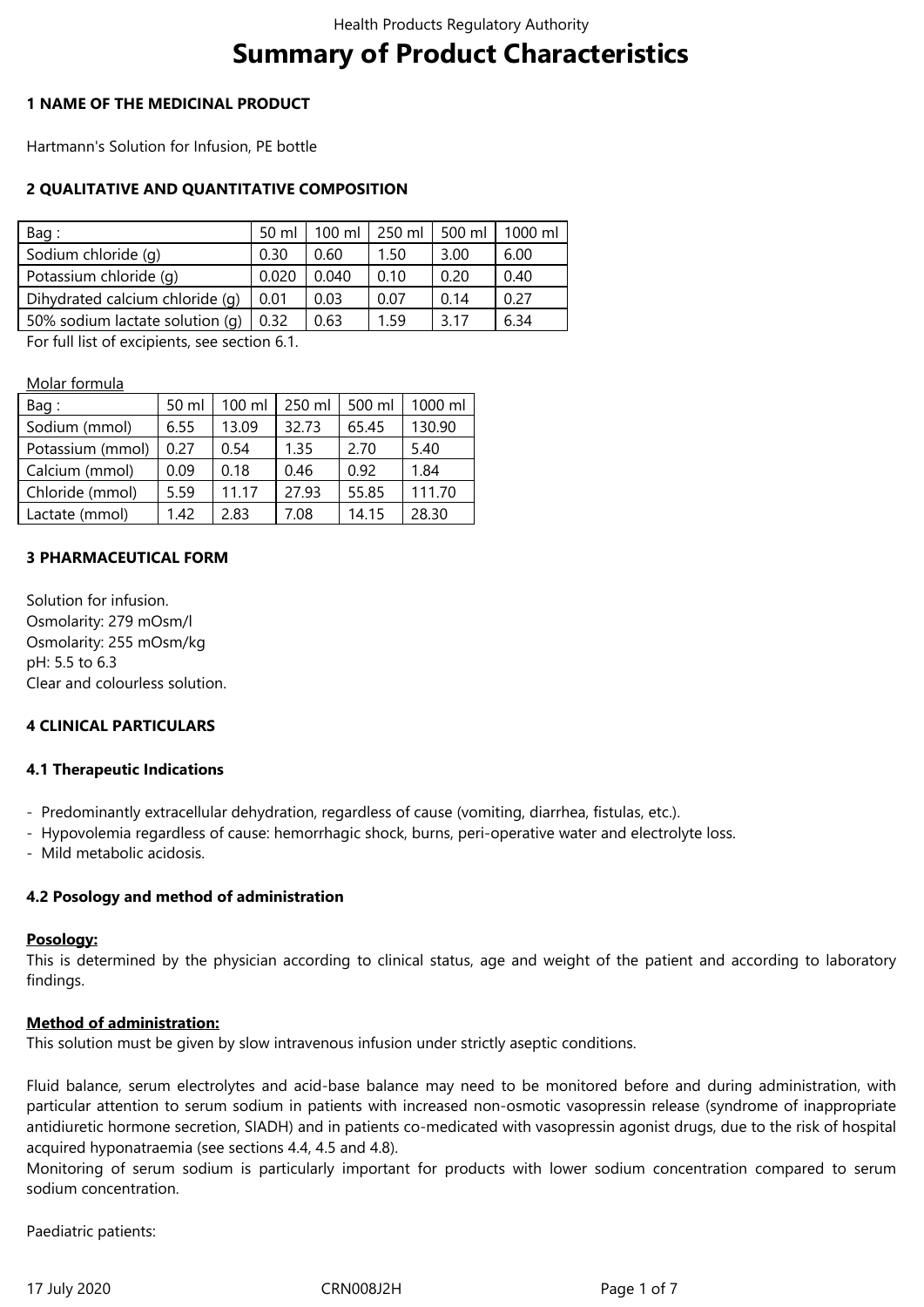# Summary of Product Characteristics

## 1 NAME OF THE MEDICINAL PRODUCT

Hartmann's Solution for Infusion, PE bottle

## 2 QUALITATIVE AND QUANTITATIVE COMPOSITION

| Bag : | 50 ml | 100 ml | 250 ml | 500 ml | 1000 ml |
|---|---|---|---|---|---|
| Sodium chloride (g) | 0.30 | 0.60 | 1.50 | 3.00 | 6.00 |
| Potassium chloride (g) | 0.020 | 0.040 | 0.10 | 0.20 | 0.40 |
| Dihydrated calcium chloride (g) | 0.01 | 0.03 | 0.07 | 0.14 | 0.27 |
| 50% sodium lactate solution (g) | 0.32 | 0.63 | 1.59 | 3.17 | 6.34 |

For full list of excipients, see section 6.1.

Molar formula

| Bag : | 50 ml | 100 ml | 250 ml | 500 ml | 1000 ml |
|---|---|---|---|---|---|
| Sodium (mmol) | 6.55 | 13.09 | 32.73 | 65.45 | 130.90 |
| Potassium (mmol) | 0.27 | 0.54 | 1.35 | 2.70 | 5.40 |
| Calcium (mmol) | 0.09 | 0.18 | 0.46 | 0.92 | 1.84 |
| Chloride (mmol) | 5.59 | 11.17 | 27.93 | 55.85 | 111.70 |
| Lactate (mmol) | 1.42 | 2.83 | 7.08 | 14.15 | 28.30 |

## 3 PHARMACEUTICAL FORM

Solution for infusion.
Osmolarity: 279 mOsm/l
Osmolarity: 255 mOsm/kg
pH: 5.5 to 6.3
Clear and colourless solution.

## 4 CLINICAL PARTICULARS

### 4.1 Therapeutic Indications

- Predominantly extracellular dehydration, regardless of cause (vomiting, diarrhea, fistulas, etc.).
- Hypovolemia regardless of cause: hemorrhagic shock, burns, peri-operative water and electrolyte loss.
- Mild metabolic acidosis.

### 4.2 Posology and method of administration

**Posology:**
This is determined by the physician according to clinical status, age and weight of the patient and according to laboratory findings.

**Method of administration:**
This solution must be given by slow intravenous infusion under strictly aseptic conditions.

Fluid balance, serum electrolytes and acid-base balance may need to be monitored before and during administration, with particular attention to serum sodium in patients with increased non-osmotic vasopressin release (syndrome of inappropriate antidiuretic hormone secretion, SIADH) and in patients co-medicated with vasopressin agonist drugs, due to the risk of hospital acquired hyponatraemia (see sections 4.4, 4.5 and 4.8).
Monitoring of serum sodium is particularly important for products with lower sodium concentration compared to serum sodium concentration.

Paediatric patients: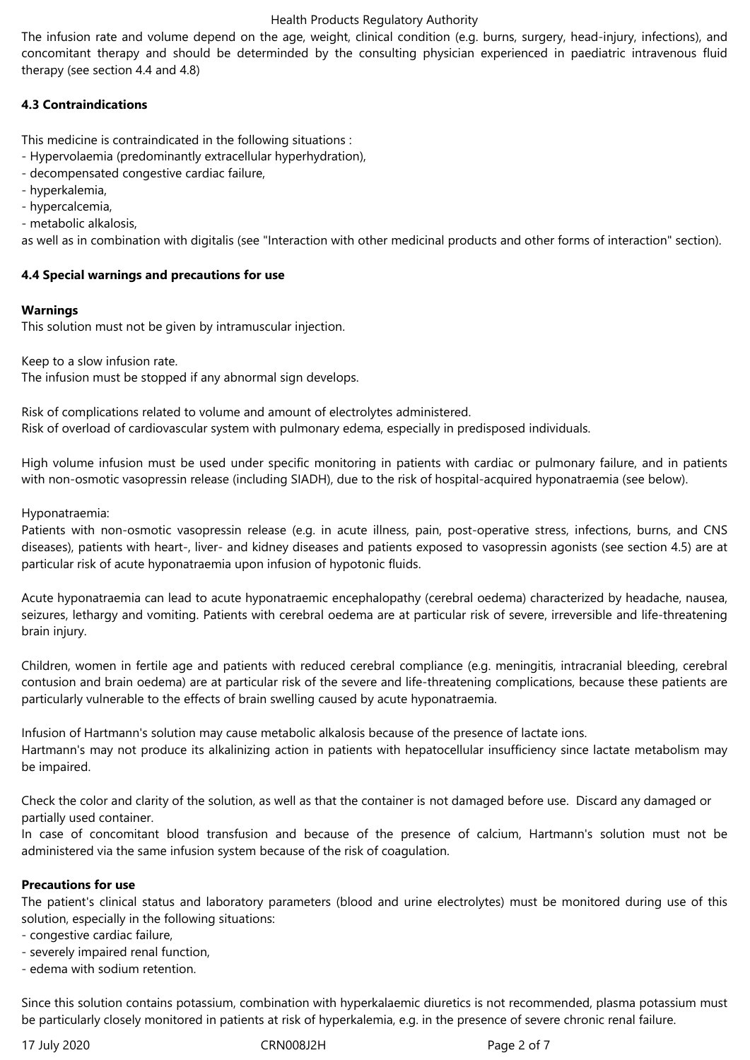The infusion rate and volume depend on the age, weight, clinical condition (e.g. burns, surgery, head-injury, infections), and concomitant therapy and should be determinded by the consulting physician experienced in paediatric intravenous fluid therapy (see section 4.4 and 4.8)

**4.3 Contraindications**

This medicine is contraindicated in the following situations :
- Hypervolaemia (predominantly extracellular hyperhydration),
- decompensated congestive cardiac failure,
- hyperkalemia,
- hypercalcemia,
- metabolic alkalosis,

as well as in combination with digitalis (see "Interaction with other medicinal products and other forms of interaction" section).

**4.4 Special warnings and precautions for use**

**Warnings**
This solution must not be given by intramuscular injection.

Keep to a slow infusion rate.
The infusion must be stopped if any abnormal sign develops.

Risk of complications related to volume and amount of electrolytes administered.
Risk of overload of cardiovascular system with pulmonary edema, especially in predisposed individuals.

High volume infusion must be used under specific monitoring in patients with cardiac or pulmonary failure, and in patients with non-osmotic vasopressin release (including SIADH), due to the risk of hospital-acquired hyponatraemia (see below).

Hyponatraemia:
Patients with non-osmotic vasopressin release (e.g. in acute illness, pain, post-operative stress, infections, burns, and CNS diseases), patients with heart-, liver- and kidney diseases and patients exposed to vasopressin agonists (see section 4.5) are at particular risk of acute hyponatraemia upon infusion of hypotonic fluids.

Acute hyponatraemia can lead to acute hyponatraemic encephalopathy (cerebral oedema) characterized by headache, nausea, seizures, lethargy and vomiting. Patients with cerebral oedema are at particular risk of severe, irreversible and life-threatening brain injury.

Children, women in fertile age and patients with reduced cerebral compliance (e.g. meningitis, intracranial bleeding, cerebral contusion and brain oedema) are at particular risk of the severe and life-threatening complications, because these patients are particularly vulnerable to the effects of brain swelling caused by acute hyponatraemia.

Infusion of Hartmann's solution may cause metabolic alkalosis because of the presence of lactate ions.
Hartmann's may not produce its alkalinizing action in patients with hepatocellular insufficiency since lactate metabolism may be impaired.

Check the color and clarity of the solution, as well as that the container is not damaged before use. Discard any damaged or partially used container.
In case of concomitant blood transfusion and because of the presence of calcium, Hartmann's solution must not be administered via the same infusion system because of the risk of coagulation.

**Precautions for use**
The patient's clinical status and laboratory parameters (blood and urine electrolytes) must be monitored during use of this solution, especially in the following situations:
- congestive cardiac failure,
- severely impaired renal function,
- edema with sodium retention.

Since this solution contains potassium, combination with hyperkalaemic diuretics is not recommended, plasma potassium must be particularly closely monitored in patients at risk of hyperkalemia, e.g. in the presence of severe chronic renal failure.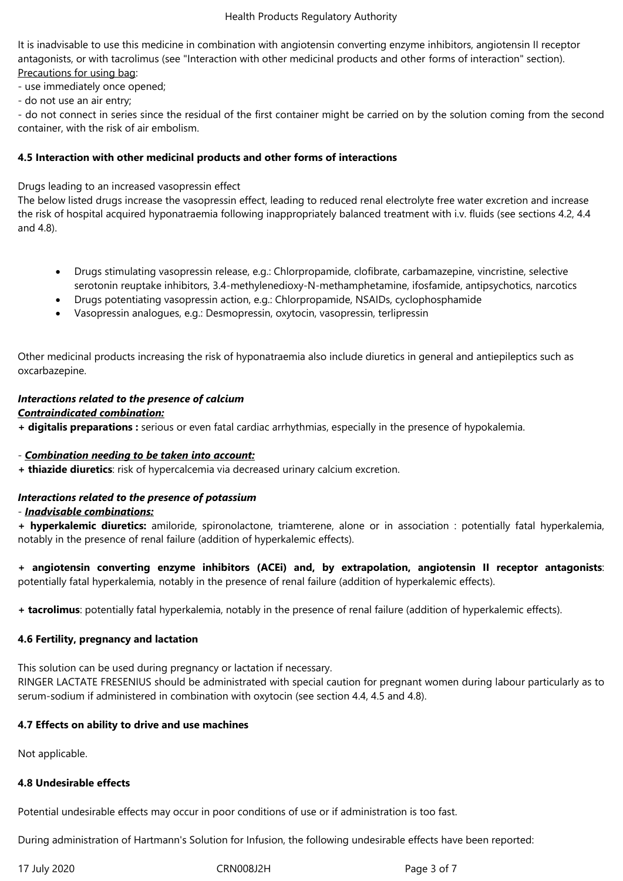It is inadvisable to use this medicine in combination with angiotensin converting enzyme inhibitors, angiotensin II receptor antagonists, or with tacrolimus (see "Interaction with other medicinal products and other forms of interaction" section).

Precautions for using bag:

- use immediately once opened;
- do not use an air entry;
- do not connect in series since the residual of the first container might be carried on by the solution coming from the second container, with the risk of air embolism.

**4.5 Interaction with other medicinal products and other forms of interactions**

Drugs leading to an increased vasopressin effect

The below listed drugs increase the vasopressin effect, leading to reduced renal electrolyte free water excretion and increase the risk of hospital acquired hyponatraemia following inappropriately balanced treatment with i.v. fluids (see sections 4.2, 4.4 and 4.8).

- Drugs stimulating vasopressin release, e.g.: Chlorpropamide, clofibrate, carbamazepine, vincristine, selective serotonin reuptake inhibitors, 3.4-methylenedioxy-N-methamphetamine, ifosfamide, antipsychotics, narcotics
- Drugs potentiating vasopressin action, e.g.: Chlorpropamide, NSAIDs, cyclophosphamide
- Vasopressin analogues, e.g.: Desmopressin, oxytocin, vasopressin, terlipressin

Other medicinal products increasing the risk of hyponatraemia also include diuretics in general and antiepileptics such as oxcarbazepine.

***Interactions related to the presence of calcium***

***Contraindicated combination:***

+ **digitalis preparations :** serious or even fatal cardiac arrhythmias, especially in the presence of hypokalemia.

- ***Combination needing to be taken into account:***

+ **thiazide diuretics**: risk of hypercalcemia via decreased urinary calcium excretion.

***Interactions related to the presence of potassium***

- ***Inadvisable combinations:***

+ **hyperkalemic diuretics:** amiloride, spironolactone, triamterene, alone or in association : potentially fatal hyperkalemia, notably in the presence of renal failure (addition of hyperkalemic effects).

+ **angiotensin converting enzyme inhibitors (ACEi) and, by extrapolation, angiotensin II receptor antagonists**: potentially fatal hyperkalemia, notably in the presence of renal failure (addition of hyperkalemic effects).

+ **tacrolimus**: potentially fatal hyperkalemia, notably in the presence of renal failure (addition of hyperkalemic effects).

**4.6 Fertility, pregnancy and lactation**

This solution can be used during pregnancy or lactation if necessary.

RINGER LACTATE FRESENIUS should be administrated with special caution for pregnant women during labour particularly as to serum-sodium if administered in combination with oxytocin (see section 4.4, 4.5 and 4.8).

**4.7 Effects on ability to drive and use machines**

Not applicable.

**4.8 Undesirable effects**

Potential undesirable effects may occur in poor conditions of use or if administration is too fast.

During administration of Hartmann's Solution for Infusion, the following undesirable effects have been reported: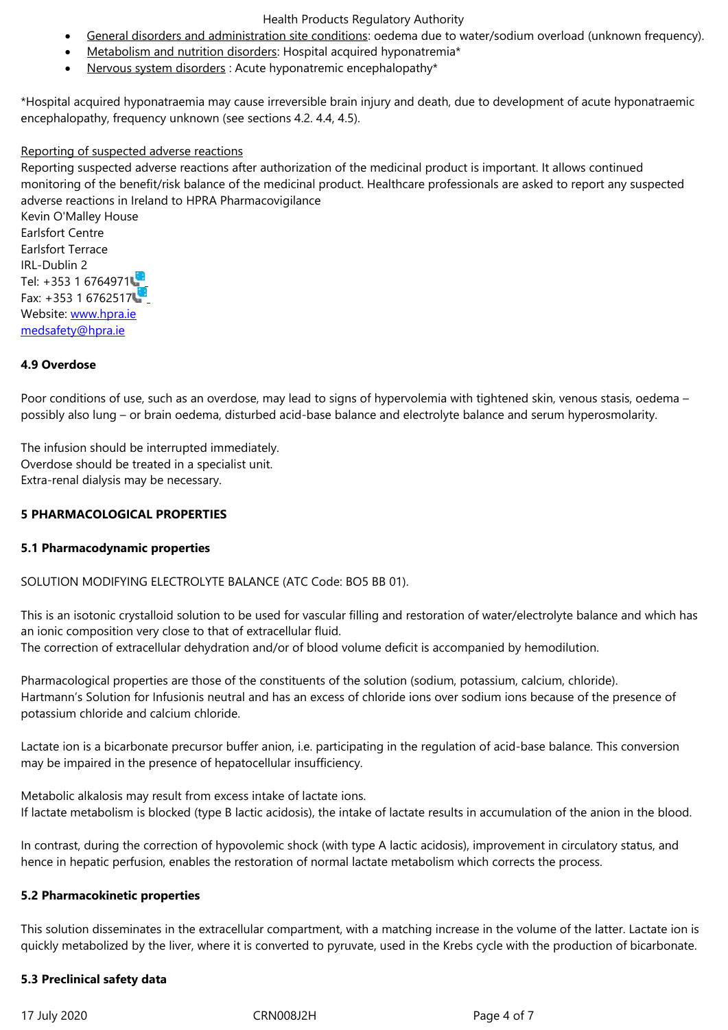- General disorders and administration site conditions: oedema due to water/sodium overload (unknown frequency).
- Metabolism and nutrition disorders: Hospital acquired hyponatremia*
- Nervous system disorders : Acute hyponatremic encephalopathy*

*Hospital acquired hyponatraemia may cause irreversible brain injury and death, due to development of acute hyponatraemic encephalopathy, frequency unknown (see sections 4.2. 4.4, 4.5).

Reporting of suspected adverse reactions

Reporting suspected adverse reactions after authorization of the medicinal product is important. It allows continued monitoring of the benefit/risk balance of the medicinal product. Healthcare professionals are asked to report any suspected adverse reactions in Ireland to HPRA Pharmacovigilance
Kevin O'Malley House
Earlsfort Centre
Earlsfort Terrace
IRL-Dublin 2
Tel: +353 1 6764971
Fax: +353 1 6762517
Website: www.hpra.ie
medsafety@hpra.ie

**4.9 Overdose**

Poor conditions of use, such as an overdose, may lead to signs of hypervolemia with tightened skin, venous stasis, oedema – possibly also lung – or brain oedema, disturbed acid-base balance and electrolyte balance and serum hyperosmolarity.

The infusion should be interrupted immediately.
Overdose should be treated in a specialist unit.
Extra-renal dialysis may be necessary.

## 5 PHARMACOLOGICAL PROPERTIES

### 5.1 Pharmacodynamic properties

SOLUTION MODIFYING ELECTROLYTE BALANCE (ATC Code: BO5 BB 01).

This is an isotonic crystalloid solution to be used for vascular filling and restoration of water/electrolyte balance and which has an ionic composition very close to that of extracellular fluid.
The correction of extracellular dehydration and/or of blood volume deficit is accompanied by hemodilution.

Pharmacological properties are those of the constituents of the solution (sodium, potassium, calcium, chloride).
Hartmann's Solution for Infusionis neutral and has an excess of chloride ions over sodium ions because of the presence of potassium chloride and calcium chloride.

Lactate ion is a bicarbonate precursor buffer anion, i.e. participating in the regulation of acid-base balance. This conversion may be impaired in the presence of hepatocellular insufficiency.

Metabolic alkalosis may result from excess intake of lactate ions.
If lactate metabolism is blocked (type B lactic acidosis), the intake of lactate results in accumulation of the anion in the blood.

In contrast, during the correction of hypovolemic shock (with type A lactic acidosis), improvement in circulatory status, and hence in hepatic perfusion, enables the restoration of normal lactate metabolism which corrects the process.

### 5.2 Pharmacokinetic properties

This solution disseminates in the extracellular compartment, with a matching increase in the volume of the latter. Lactate ion is quickly metabolized by the liver, where it is converted to pyruvate, used in the Krebs cycle with the production of bicarbonate.

### 5.3 Preclinical safety data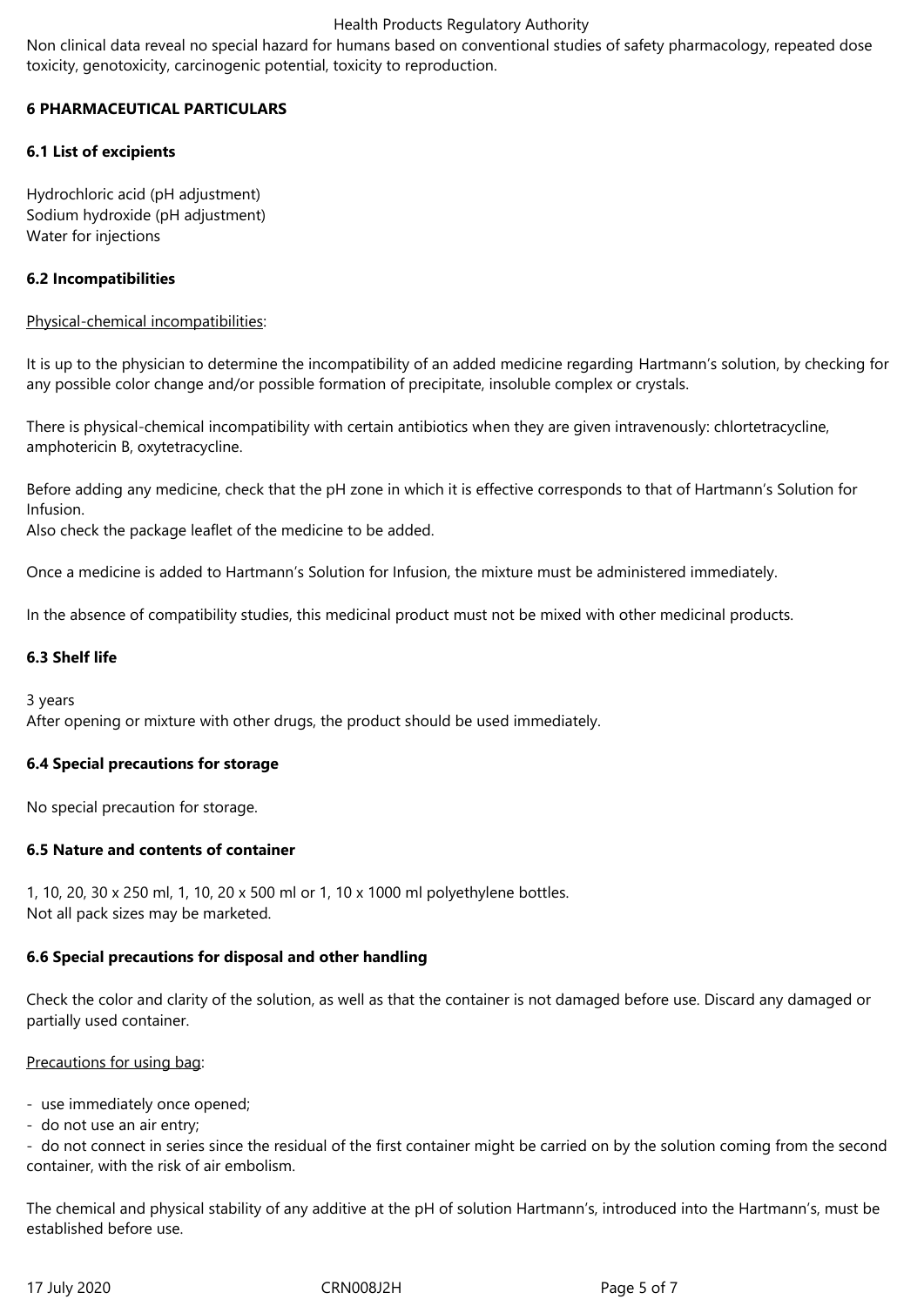Non clinical data reveal no special hazard for humans based on conventional studies of safety pharmacology, repeated dose toxicity, genotoxicity, carcinogenic potential, toxicity to reproduction.

## 6 PHARMACEUTICAL PARTICULARS

### 6.1 List of excipients

Hydrochloric acid (pH adjustment)
Sodium hydroxide (pH adjustment)
Water for injections

### 6.2 Incompatibilities

Physical-chemical incompatibilities:

It is up to the physician to determine the incompatibility of an added medicine regarding Hartmann's solution, by checking for any possible color change and/or possible formation of precipitate, insoluble complex or crystals.

There is physical-chemical incompatibility with certain antibiotics when they are given intravenously: chlortetracycline, amphotericin B, oxytetracycline.

Before adding any medicine, check that the pH zone in which it is effective corresponds to that of Hartmann's Solution for Infusion.
Also check the package leaflet of the medicine to be added.

Once a medicine is added to Hartmann's Solution for Infusion, the mixture must be administered immediately.

In the absence of compatibility studies, this medicinal product must not be mixed with other medicinal products.

### 6.3 Shelf life

3 years
After opening or mixture with other drugs, the product should be used immediately.

### 6.4 Special precautions for storage

No special precaution for storage.

### 6.5 Nature and contents of container

1, 10, 20, 30 x 250 ml, 1, 10, 20 x 500 ml or 1, 10 x 1000 ml polyethylene bottles.
Not all pack sizes may be marketed.

### 6.6 Special precautions for disposal and other handling

Check the color and clarity of the solution, as well as that the container is not damaged before use. Discard any damaged or partially used container.

Precautions for using bag:

- use immediately once opened;
- do not use an air entry;
- do not connect in series since the residual of the first container might be carried on by the solution coming from the second container, with the risk of air embolism.

The chemical and physical stability of any additive at the pH of solution Hartmann's, introduced into the Hartmann's, must be established before use.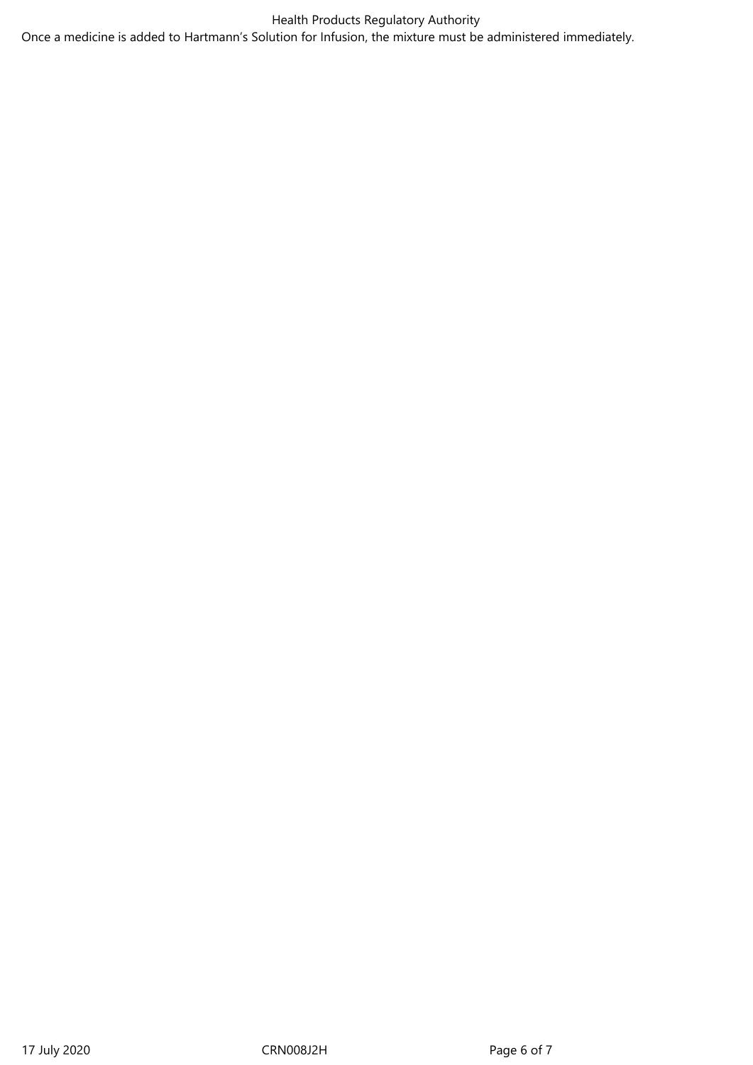Once a medicine is added to Hartmann’s Solution for Infusion, the mixture must be administered immediately.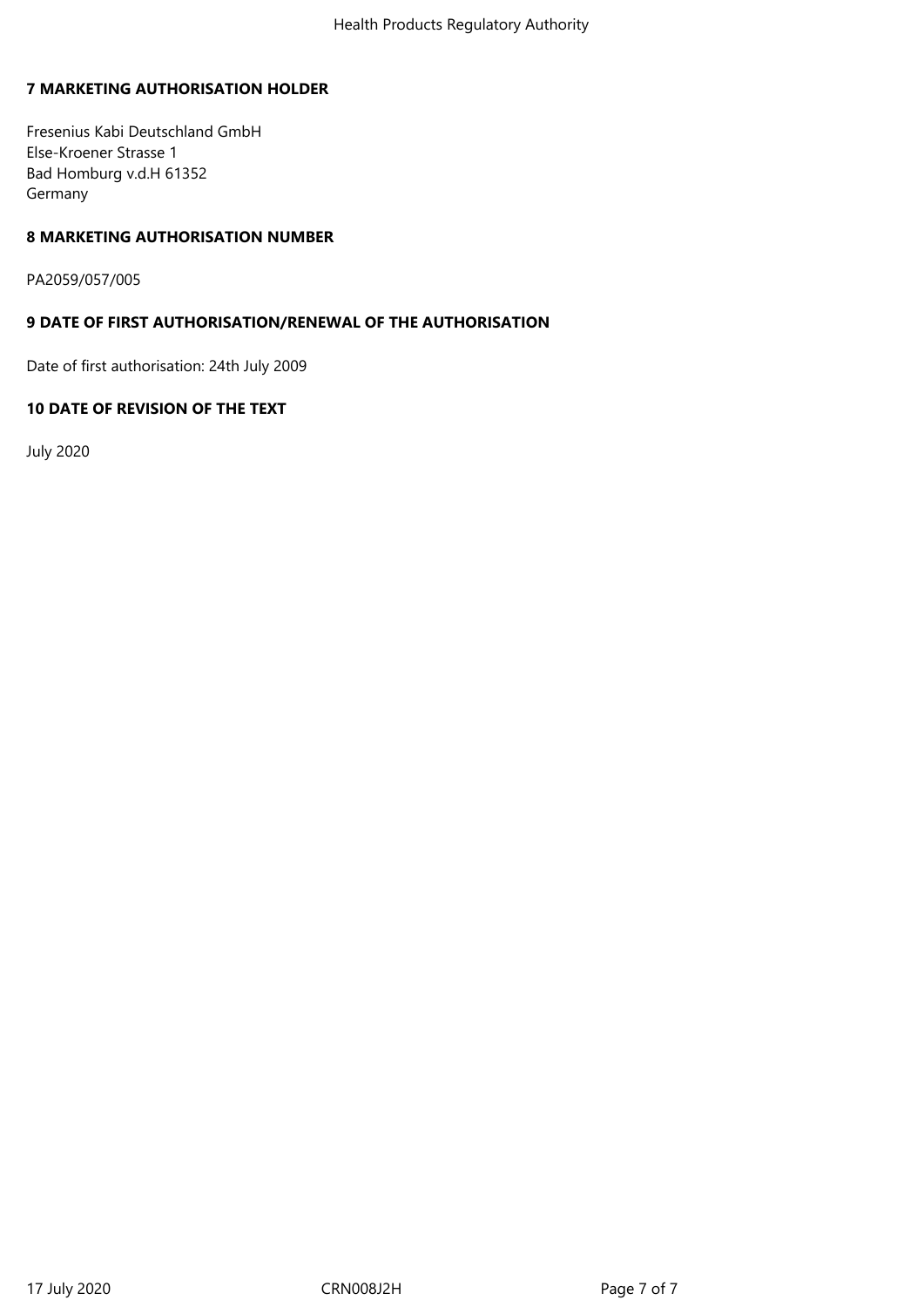## 7 MARKETING AUTHORISATION HOLDER

Fresenius Kabi Deutschland GmbH
Else-Kroener Strasse 1
Bad Homburg v.d.H 61352
Germany

## 8 MARKETING AUTHORISATION NUMBER

PA2059/057/005

## 9 DATE OF FIRST AUTHORISATION/RENEWAL OF THE AUTHORISATION

Date of first authorisation: 24th July 2009

## 10 DATE OF REVISION OF THE TEXT

July 2020